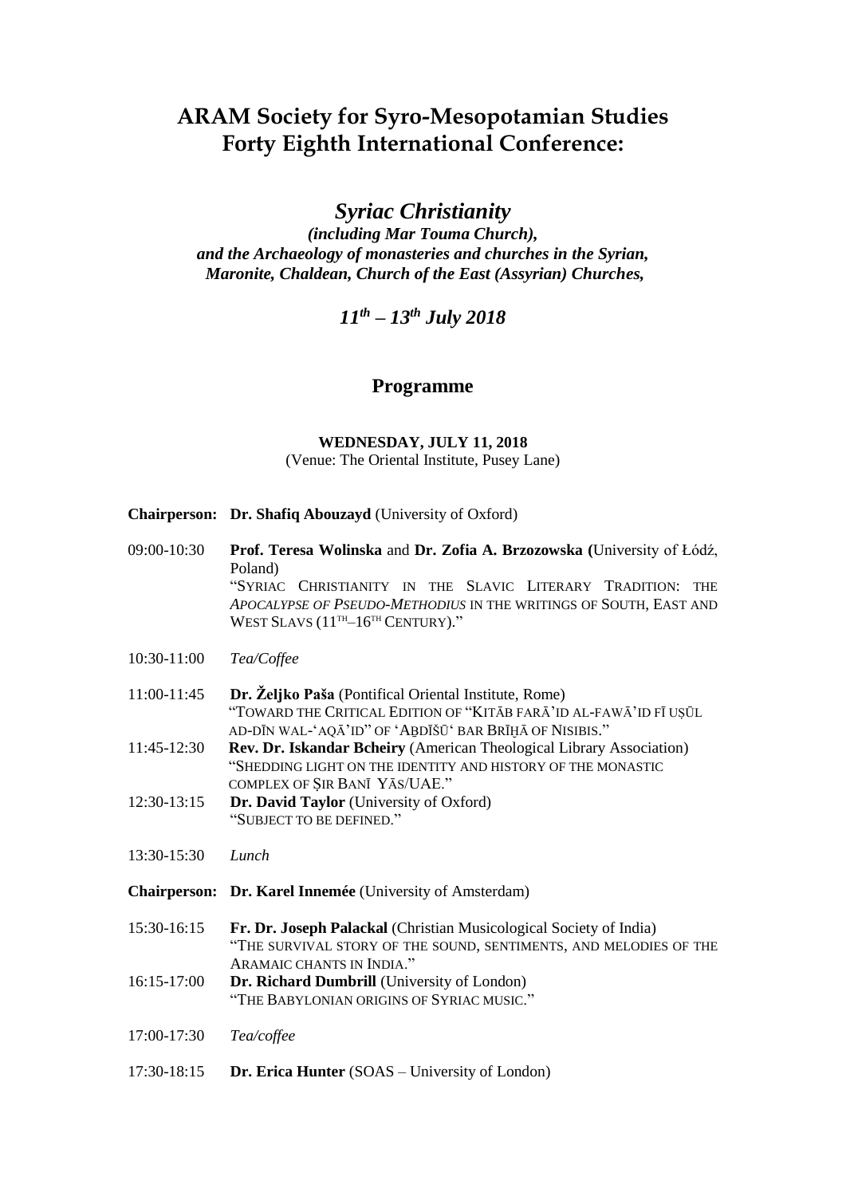# ARAM Society for Syro-Mesopotamian Studies
# Forty Eighth International Conference:

## *Syriac Christianity*

***(including Mar Touma Church), and the Archaeology of monasteries and churches in the Syrian, Maronite, Chaldean, Church of the East (Assyrian) Churches,***

## *11th – 13th July 2018*

## Programme

**WEDNESDAY, JULY 11, 2018**
(Venue: The Oriental Institute, Pusey Lane)

**Chairperson:** **Dr. Shafiq Abouzayd** (University of Oxford)

09:00-10:30 **Prof. Teresa Wolinska** and **Dr. Zofia A. Brzozowska** (University of Łódź, Poland)
"SYRIAC CHRISTIANITY IN THE SLAVIC LITERARY TRADITION: THE *APOCALYPSE OF PSEUDO-METHODIUS* IN THE WRITINGS OF SOUTH, EAST AND WEST SLAVS (11TH–16TH CENTURY)."

10:30-11:00 *Tea/Coffee*

11:00-11:45 **Dr. Željko Paša** (Pontifical Oriental Institute, Rome)
"TOWARD THE CRITICAL EDITION OF "KITĀB FARĀ'ID AL-FAWĀ'ID FĪ UṢŪL AD-DĪN WAL-'AQĀ'ID" OF 'AḆDĪŠŪ' BAR BRĪḤĀ OF NISIBIS."

11:45-12:30 **Rev. Dr. Iskandar Bcheiry** (American Theological Library Association)
"SHEDDING LIGHT ON THE IDENTITY AND HISTORY OF THE MONASTIC COMPLEX OF ṢIR BANĪ YĀS/UAE."

12:30-13:15 **Dr. David Taylor** (University of Oxford)
"SUBJECT TO BE DEFINED."

13:30-15:30 *Lunch*

**Chairperson:** **Dr. Karel Innemée** (University of Amsterdam)

15:30-16:15 **Fr. Dr. Joseph Palackal** (Christian Musicological Society of India)
"THE SURVIVAL STORY OF THE SOUND, SENTIMENTS, AND MELODIES OF THE ARAMAIC CHANTS IN INDIA."

16:15-17:00 **Dr. Richard Dumbrill** (University of London)
"THE BABYLONIAN ORIGINS OF SYRIAC MUSIC."

17:00-17:30 *Tea/coffee*

17:30-18:15 **Dr. Erica Hunter** (SOAS – University of London)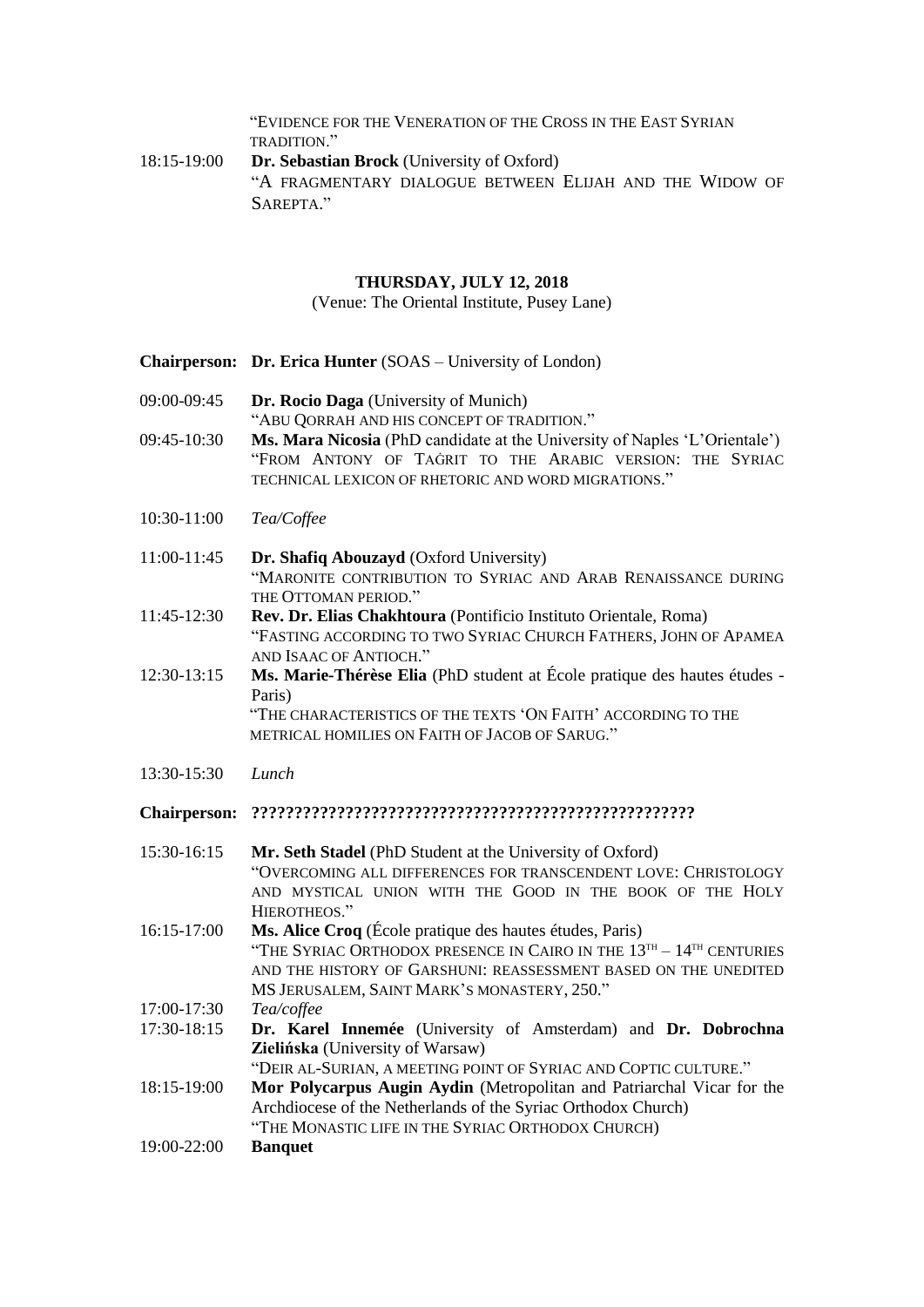"EVIDENCE FOR THE VENERATION OF THE CROSS IN THE EAST SYRIAN TRADITION."

18:15-19:00 **Dr. Sebastian Brock** (University of Oxford)
"A FRAGMENTARY DIALOGUE BETWEEN ELIJAH AND THE WIDOW OF SAREPTA."

## THURSDAY, JULY 12, 2018

(Venue: The Oriental Institute, Pusey Lane)

**Chairperson: Dr. Erica Hunter** (SOAS – University of London)

09:00-09:45 **Dr. Rocio Daga** (University of Munich)
"ABU QORRAH AND HIS CONCEPT OF TRADITION."

09:45-10:30 **Ms. Mara Nicosia** (PhD candidate at the University of Naples 'L'Orientale')
"FROM ANTONY OF TAĠRIT TO THE ARABIC VERSION: THE SYRIAC TECHNICAL LEXICON OF RHETORIC AND WORD MIGRATIONS."

10:30-11:00 *Tea/Coffee*

11:00-11:45 **Dr. Shafiq Abouzayd** (Oxford University)
"MARONITE CONTRIBUTION TO SYRIAC AND ARAB RENAISSANCE DURING THE OTTOMAN PERIOD."

11:45-12:30 **Rev. Dr. Elias Chakhtoura** (Pontificio Instituto Orientale, Roma)
"FASTING ACCORDING TO TWO SYRIAC CHURCH FATHERS, JOHN OF APAMEA AND ISAAC OF ANTIOCH."

12:30-13:15 **Ms. Marie-Thérèse Elia** (PhD student at École pratique des hautes études - Paris)
"THE CHARACTERISTICS OF THE TEXTS 'ON FAITH' ACCORDING TO THE METRICAL HOMILIES ON FAITH OF JACOB OF SARUG."

13:30-15:30 *Lunch*

**Chairperson: ????????????????????????????????????????????????????**

15:30-16:15 **Mr. Seth Stadel** (PhD Student at the University of Oxford)
"OVERCOMING ALL DIFFERENCES FOR TRANSCENDENT LOVE: CHRISTOLOGY AND MYSTICAL UNION WITH THE GOOD IN THE BOOK OF THE HOLY HIEROTHEOS."

16:15-17:00 **Ms. Alice Croq** (École pratique des hautes études, Paris)
"THE SYRIAC ORTHODOX PRESENCE IN CAIRO IN THE 13TH – 14TH CENTURIES AND THE HISTORY OF GARSHUNI: REASSESSMENT BASED ON THE UNEDITED MS JERUSALEM, SAINT MARK'S MONASTERY, 250."

17:00-17:30 *Tea/coffee*

17:30-18:15 **Dr. Karel Innemée** (University of Amsterdam) and **Dr. Dobrochna Zielińska** (University of Warsaw)
"DEIR AL-SURIAN, A MEETING POINT OF SYRIAC AND COPTIC CULTURE."

18:15-19:00 **Mor Polycarpus Augin Aydin** (Metropolitan and Patriarchal Vicar for the Archdiocese of the Netherlands of the Syriac Orthodox Church)
"THE MONASTIC LIFE IN THE SYRIAC ORTHODOX CHURCH)

19:00-22:00 **Banquet**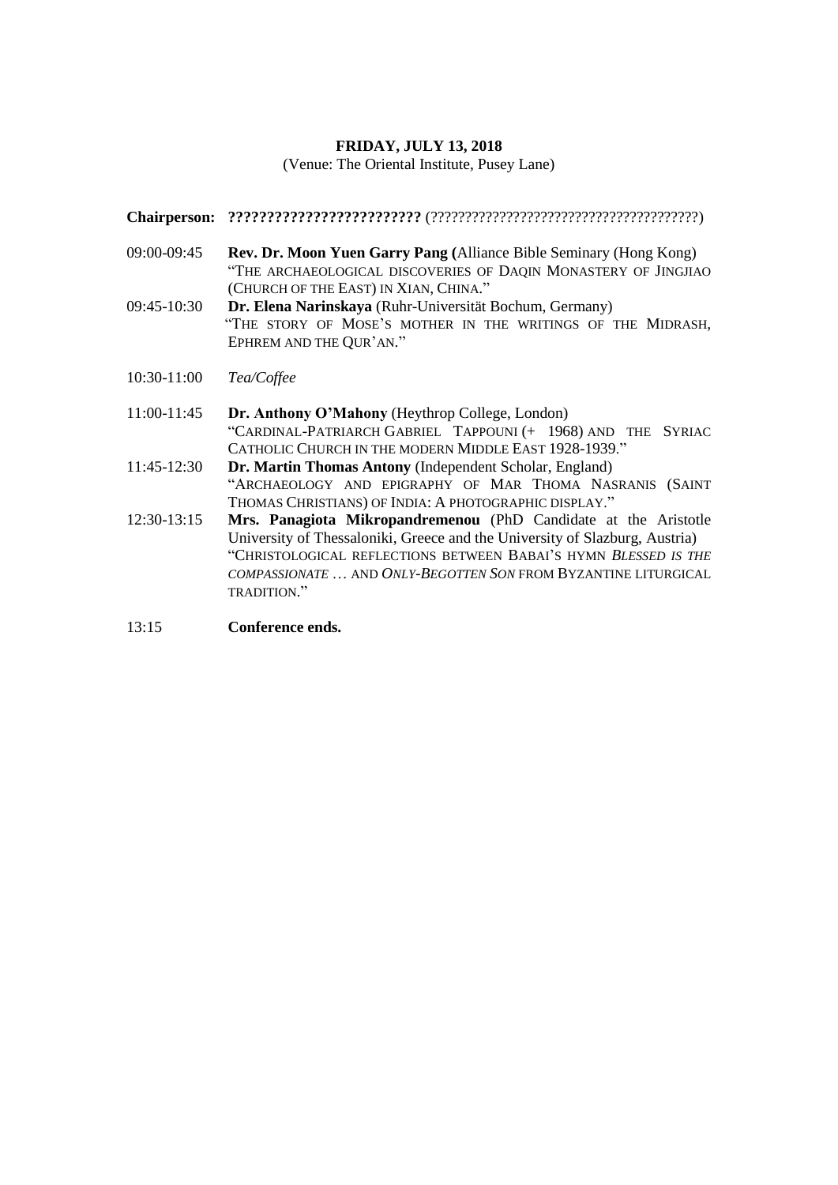**FRIDAY, JULY 13, 2018**
(Venue: The Oriental Institute, Pusey Lane)

**Chairperson: ??????????????????????????** (???????????????????????????????????????)

09:00-09:45 **Rev. Dr. Moon Yuen Garry Pang (**Alliance Bible Seminary (Hong Kong)
"THE ARCHAEOLOGICAL DISCOVERIES OF DAQIN MONASTERY OF JINGJIAO (CHURCH OF THE EAST) IN XIAN, CHINA."

09:45-10:30 **Dr. Elena Narinskaya** (Ruhr-Universität Bochum, Germany)
"THE STORY OF MOSE'S MOTHER IN THE WRITINGS OF THE MIDRASH, EPHREM AND THE QUR'AN."

10:30-11:00 *Tea/Coffee*

11:00-11:45 **Dr. Anthony O'Mahony** (Heythrop College, London)
"CARDINAL-PATRIARCH GABRIEL TAPPOUNI (+ 1968) AND THE SYRIAC CATHOLIC CHURCH IN THE MODERN MIDDLE EAST 1928-1939."

11:45-12:30 **Dr. Martin Thomas Antony** (Independent Scholar, England)
"ARCHAEOLOGY AND EPIGRAPHY OF MAR THOMA NASRANIS (SAINT THOMAS CHRISTIANS) OF INDIA: A PHOTOGRAPHIC DISPLAY."

12:30-13:15 **Mrs. Panagiota Mikropandremenou** (PhD Candidate at the Aristotle University of Thessaloniki, Greece and the University of Slazburg, Austria)
"CHRISTOLOGICAL REFLECTIONS BETWEEN BABAI'S HYMN *BLESSED IS THE COMPASSIONATE* … AND *ONLY-BEGOTTEN SON* FROM BYZANTINE LITURGICAL TRADITION."

13:15 **Conference ends.**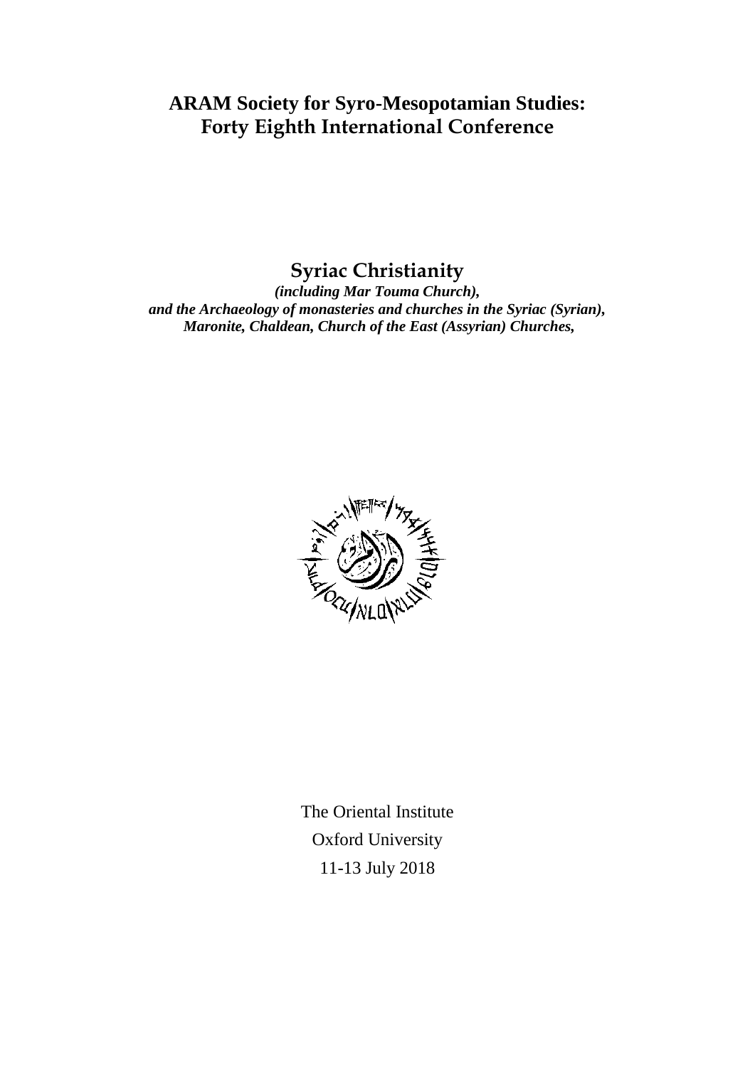# ARAM Society for Syro-Mesopotamian Studies: Forty Eighth International Conference

## Syriac Christianity

***(including Mar Touma Church),***
***and the Archaeology of monasteries and churches in the Syriac (Syrian), Maronite, Chaldean, Church of the East (Assyrian) Churches,***

The Oriental Institute

Oxford University

11-13 July 2018